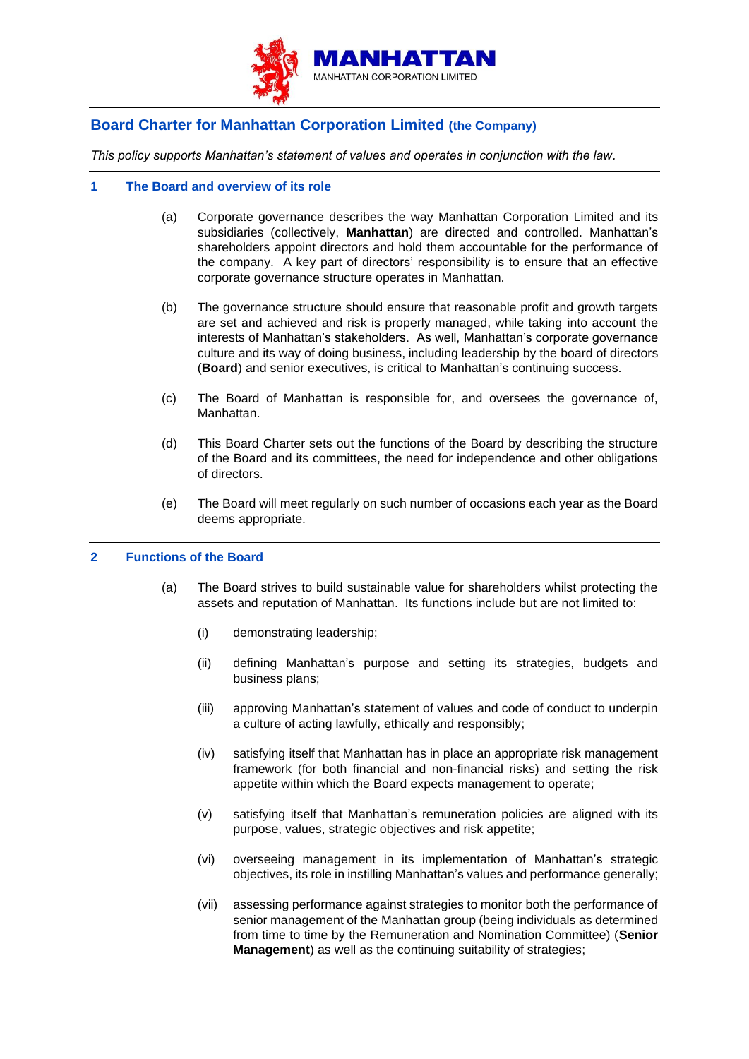MANHATTAN

MANHATTAN CORPORATION LIMITED

# Board Charter for Manhattan Corporation Limited (the Company)

*This policy supports Manhattan's statement of values and operates in conjunction with the law.*

## 1 The Board and overview of its role

(a) Corporate governance describes the way Manhattan Corporation Limited and its subsidiaries (collectively, **Manhattan**) are directed and controlled. Manhattan's shareholders appoint directors and hold them accountable for the performance of the company. A key part of directors' responsibility is to ensure that an effective corporate governance structure operates in Manhattan.

(b) The governance structure should ensure that reasonable profit and growth targets are set and achieved and risk is properly managed, while taking into account the interests of Manhattan's stakeholders. As well, Manhattan's corporate governance culture and its way of doing business, including leadership by the board of directors (**Board**) and senior executives, is critical to Manhattan's continuing success.

(c) The Board of Manhattan is responsible for, and oversees the governance of, Manhattan.

(d) This Board Charter sets out the functions of the Board by describing the structure of the Board and its committees, the need for independence and other obligations of directors.

(e) The Board will meet regularly on such number of occasions each year as the Board deems appropriate.

## 2 Functions of the Board

(a) The Board strives to build sustainable value for shareholders whilst protecting the assets and reputation of Manhattan. Its functions include but are not limited to:

(i) demonstrating leadership;

(ii) defining Manhattan's purpose and setting its strategies, budgets and business plans;

(iii) approving Manhattan's statement of values and code of conduct to underpin a culture of acting lawfully, ethically and responsibly;

(iv) satisfying itself that Manhattan has in place an appropriate risk management framework (for both financial and non-financial risks) and setting the risk appetite within which the Board expects management to operate;

(v) satisfying itself that Manhattan's remuneration policies are aligned with its purpose, values, strategic objectives and risk appetite;

(vi) overseeing management in its implementation of Manhattan's strategic objectives, its role in instilling Manhattan's values and performance generally;

(vii) assessing performance against strategies to monitor both the performance of senior management of the Manhattan group (being individuals as determined from time to time by the Remuneration and Nomination Committee) (**Senior Management**) as well as the continuing suitability of strategies;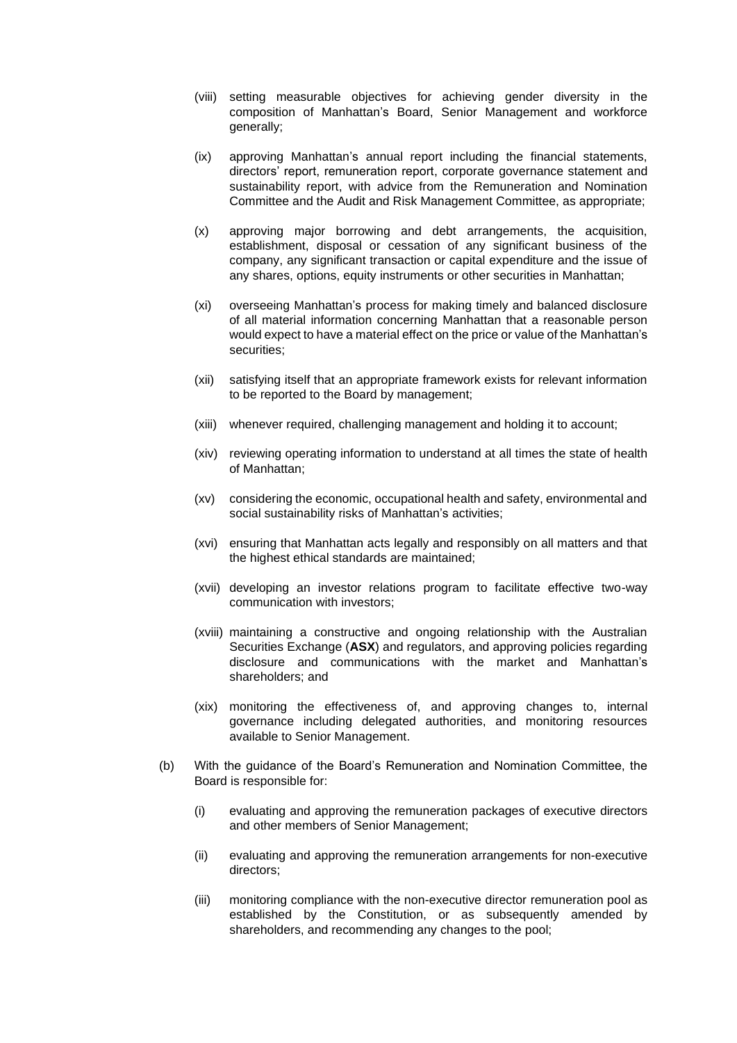(viii) setting measurable objectives for achieving gender diversity in the composition of Manhattan's Board, Senior Management and workforce generally;

(ix) approving Manhattan's annual report including the financial statements, directors' report, remuneration report, corporate governance statement and sustainability report, with advice from the Remuneration and Nomination Committee and the Audit and Risk Management Committee, as appropriate;

(x) approving major borrowing and debt arrangements, the acquisition, establishment, disposal or cessation of any significant business of the company, any significant transaction or capital expenditure and the issue of any shares, options, equity instruments or other securities in Manhattan;

(xi) overseeing Manhattan's process for making timely and balanced disclosure of all material information concerning Manhattan that a reasonable person would expect to have a material effect on the price or value of the Manhattan's securities;

(xii) satisfying itself that an appropriate framework exists for relevant information to be reported to the Board by management;

(xiii) whenever required, challenging management and holding it to account;

(xiv) reviewing operating information to understand at all times the state of health of Manhattan;

(xv) considering the economic, occupational health and safety, environmental and social sustainability risks of Manhattan's activities;

(xvi) ensuring that Manhattan acts legally and responsibly on all matters and that the highest ethical standards are maintained;

(xvii) developing an investor relations program to facilitate effective two-way communication with investors;

(xviii) maintaining a constructive and ongoing relationship with the Australian Securities Exchange (**ASX**) and regulators, and approving policies regarding disclosure and communications with the market and Manhattan's shareholders; and

(xix) monitoring the effectiveness of, and approving changes to, internal governance including delegated authorities, and monitoring resources available to Senior Management.

(b) With the guidance of the Board's Remuneration and Nomination Committee, the Board is responsible for:

(i) evaluating and approving the remuneration packages of executive directors and other members of Senior Management;

(ii) evaluating and approving the remuneration arrangements for non-executive directors;

(iii) monitoring compliance with the non-executive director remuneration pool as established by the Constitution, or as subsequently amended by shareholders, and recommending any changes to the pool;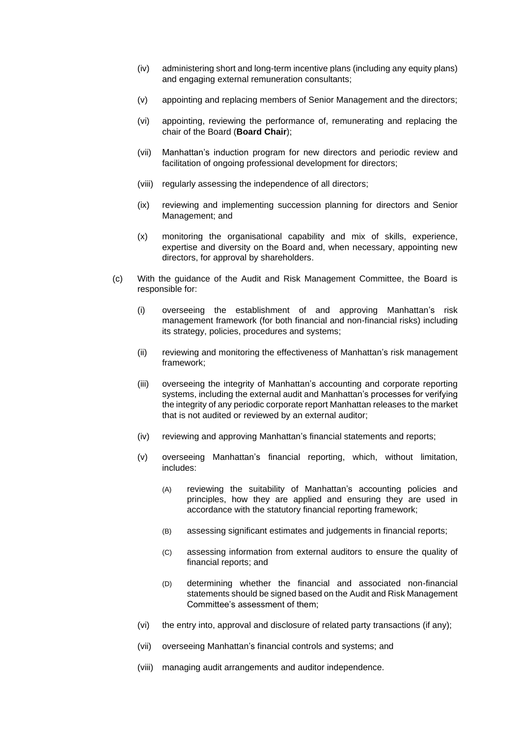- (iv) administering short and long-term incentive plans (including any equity plans) and engaging external remuneration consultants;
- (v) appointing and replacing members of Senior Management and the directors;
- (vi) appointing, reviewing the performance of, remunerating and replacing the chair of the Board (**Board Chair**);
- (vii) Manhattan's induction program for new directors and periodic review and facilitation of ongoing professional development for directors;
- (viii) regularly assessing the independence of all directors;
- (ix) reviewing and implementing succession planning for directors and Senior Management; and
- (x) monitoring the organisational capability and mix of skills, experience, expertise and diversity on the Board and, when necessary, appointing new directors, for approval by shareholders.

(c) With the guidance of the Audit and Risk Management Committee, the Board is responsible for:

- (i) overseeing the establishment of and approving Manhattan's risk management framework (for both financial and non-financial risks) including its strategy, policies, procedures and systems;
- (ii) reviewing and monitoring the effectiveness of Manhattan's risk management framework;
- (iii) overseeing the integrity of Manhattan's accounting and corporate reporting systems, including the external audit and Manhattan's processes for verifying the integrity of any periodic corporate report Manhattan releases to the market that is not audited or reviewed by an external auditor;
- (iv) reviewing and approving Manhattan's financial statements and reports;
- (v) overseeing Manhattan's financial reporting, which, without limitation, includes:
  - (A) reviewing the suitability of Manhattan's accounting policies and principles, how they are applied and ensuring they are used in accordance with the statutory financial reporting framework;
  - (B) assessing significant estimates and judgements in financial reports;
  - (C) assessing information from external auditors to ensure the quality of financial reports; and
  - (D) determining whether the financial and associated non-financial statements should be signed based on the Audit and Risk Management Committee's assessment of them;
- (vi) the entry into, approval and disclosure of related party transactions (if any);
- (vii) overseeing Manhattan's financial controls and systems; and
- (viii) managing audit arrangements and auditor independence.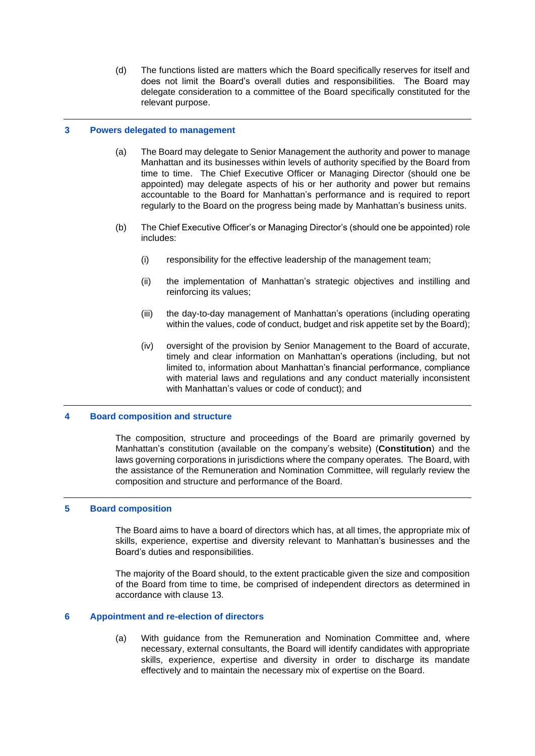(d) The functions listed are matters which the Board specifically reserves for itself and does not limit the Board's overall duties and responsibilities. The Board may delegate consideration to a committee of the Board specifically constituted for the relevant purpose.

## 3 Powers delegated to management

(a) The Board may delegate to Senior Management the authority and power to manage Manhattan and its businesses within levels of authority specified by the Board from time to time. The Chief Executive Officer or Managing Director (should one be appointed) may delegate aspects of his or her authority and power but remains accountable to the Board for Manhattan's performance and is required to report regularly to the Board on the progress being made by Manhattan's business units.

(b) The Chief Executive Officer's or Managing Director's (should one be appointed) role includes:

(i) responsibility for the effective leadership of the management team;

(ii) the implementation of Manhattan's strategic objectives and instilling and reinforcing its values;

(iii) the day-to-day management of Manhattan's operations (including operating within the values, code of conduct, budget and risk appetite set by the Board);

(iv) oversight of the provision by Senior Management to the Board of accurate, timely and clear information on Manhattan's operations (including, but not limited to, information about Manhattan's financial performance, compliance with material laws and regulations and any conduct materially inconsistent with Manhattan's values or code of conduct); and

## 4 Board composition and structure

The composition, structure and proceedings of the Board are primarily governed by Manhattan's constitution (available on the company's website) (**Constitution**) and the laws governing corporations in jurisdictions where the company operates. The Board, with the assistance of the Remuneration and Nomination Committee, will regularly review the composition and structure and performance of the Board.

## 5 Board composition

The Board aims to have a board of directors which has, at all times, the appropriate mix of skills, experience, expertise and diversity relevant to Manhattan's businesses and the Board's duties and responsibilities.

The majority of the Board should, to the extent practicable given the size and composition of the Board from time to time, be comprised of independent directors as determined in accordance with clause 13.

## 6 Appointment and re-election of directors

(a) With guidance from the Remuneration and Nomination Committee and, where necessary, external consultants, the Board will identify candidates with appropriate skills, experience, expertise and diversity in order to discharge its mandate effectively and to maintain the necessary mix of expertise on the Board.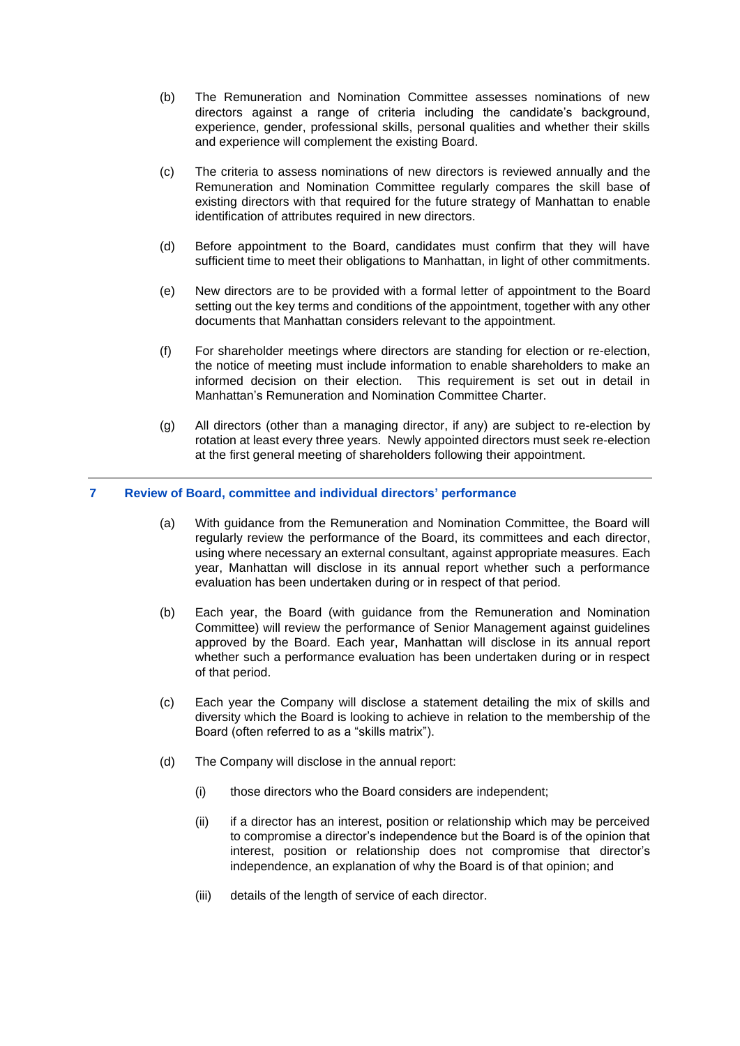(b) The Remuneration and Nomination Committee assesses nominations of new directors against a range of criteria including the candidate's background, experience, gender, professional skills, personal qualities and whether their skills and experience will complement the existing Board.

(c) The criteria to assess nominations of new directors is reviewed annually and the Remuneration and Nomination Committee regularly compares the skill base of existing directors with that required for the future strategy of Manhattan to enable identification of attributes required in new directors.

(d) Before appointment to the Board, candidates must confirm that they will have sufficient time to meet their obligations to Manhattan, in light of other commitments.

(e) New directors are to be provided with a formal letter of appointment to the Board setting out the key terms and conditions of the appointment, together with any other documents that Manhattan considers relevant to the appointment.

(f) For shareholder meetings where directors are standing for election or re-election, the notice of meeting must include information to enable shareholders to make an informed decision on their election. This requirement is set out in detail in Manhattan's Remuneration and Nomination Committee Charter.

(g) All directors (other than a managing director, if any) are subject to re-election by rotation at least every three years. Newly appointed directors must seek re-election at the first general meeting of shareholders following their appointment.

## 7 Review of Board, committee and individual directors' performance

(a) With guidance from the Remuneration and Nomination Committee, the Board will regularly review the performance of the Board, its committees and each director, using where necessary an external consultant, against appropriate measures. Each year, Manhattan will disclose in its annual report whether such a performance evaluation has been undertaken during or in respect of that period.

(b) Each year, the Board (with guidance from the Remuneration and Nomination Committee) will review the performance of Senior Management against guidelines approved by the Board. Each year, Manhattan will disclose in its annual report whether such a performance evaluation has been undertaken during or in respect of that period.

(c) Each year the Company will disclose a statement detailing the mix of skills and diversity which the Board is looking to achieve in relation to the membership of the Board (often referred to as a "skills matrix").

(d) The Company will disclose in the annual report:

   (i) those directors who the Board considers are independent;

   (ii) if a director has an interest, position or relationship which may be perceived to compromise a director's independence but the Board is of the opinion that interest, position or relationship does not compromise that director's independence, an explanation of why the Board is of that opinion; and

   (iii) details of the length of service of each director.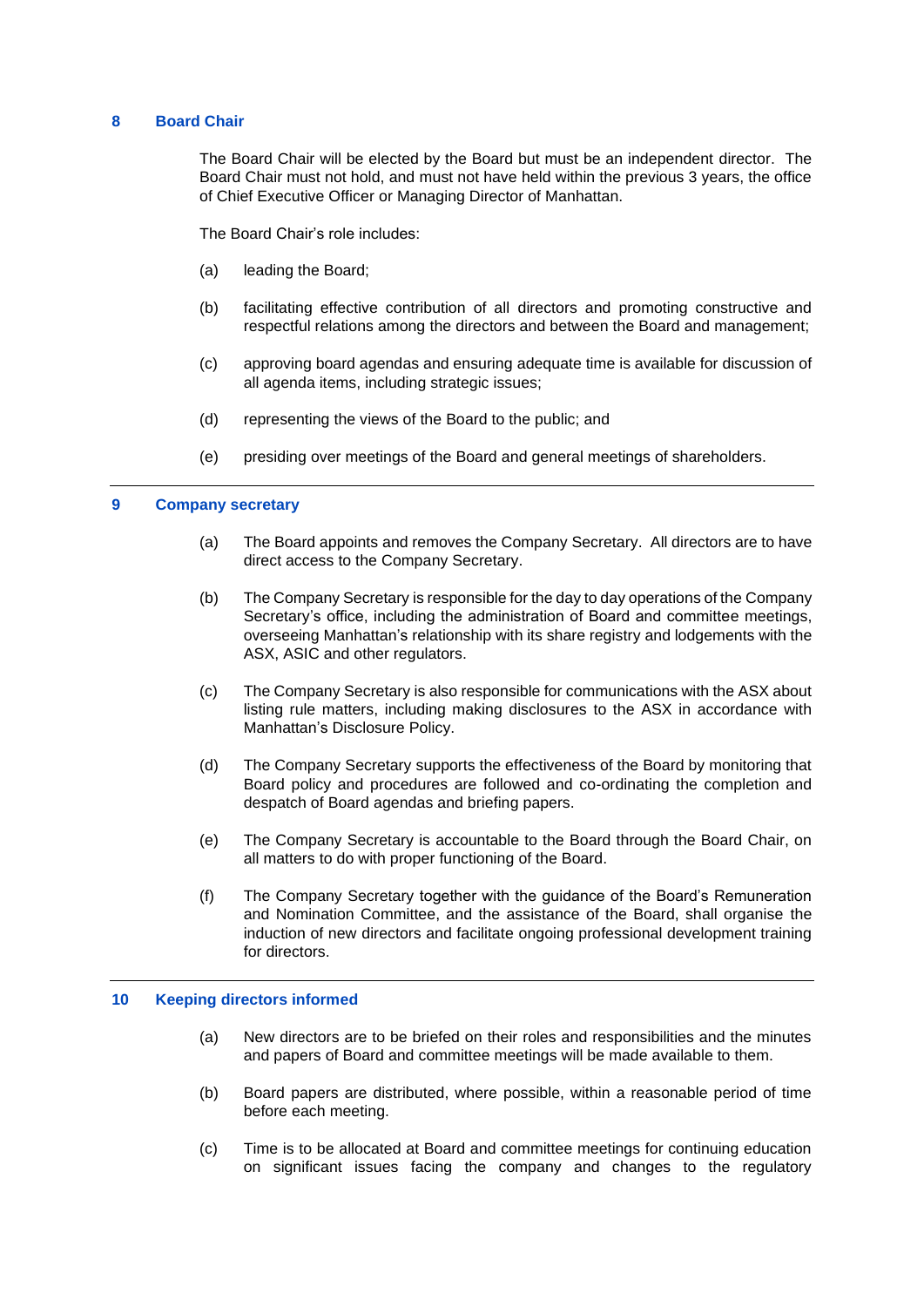## 8 Board Chair

The Board Chair will be elected by the Board but must be an independent director. The Board Chair must not hold, and must not have held within the previous 3 years, the office of Chief Executive Officer or Managing Director of Manhattan.

The Board Chair's role includes:

(a) leading the Board;

(b) facilitating effective contribution of all directors and promoting constructive and respectful relations among the directors and between the Board and management;

(c) approving board agendas and ensuring adequate time is available for discussion of all agenda items, including strategic issues;

(d) representing the views of the Board to the public; and

(e) presiding over meetings of the Board and general meetings of shareholders.

---

## 9 Company secretary

(a) The Board appoints and removes the Company Secretary. All directors are to have direct access to the Company Secretary.

(b) The Company Secretary is responsible for the day to day operations of the Company Secretary's office, including the administration of Board and committee meetings, overseeing Manhattan's relationship with its share registry and lodgements with the ASX, ASIC and other regulators.

(c) The Company Secretary is also responsible for communications with the ASX about listing rule matters, including making disclosures to the ASX in accordance with Manhattan's Disclosure Policy.

(d) The Company Secretary supports the effectiveness of the Board by monitoring that Board policy and procedures are followed and co-ordinating the completion and despatch of Board agendas and briefing papers.

(e) The Company Secretary is accountable to the Board through the Board Chair, on all matters to do with proper functioning of the Board.

(f) The Company Secretary together with the guidance of the Board's Remuneration and Nomination Committee, and the assistance of the Board, shall organise the induction of new directors and facilitate ongoing professional development training for directors.

---

## 10 Keeping directors informed

(a) New directors are to be briefed on their roles and responsibilities and the minutes and papers of Board and committee meetings will be made available to them.

(b) Board papers are distributed, where possible, within a reasonable period of time before each meeting.

(c) Time is to be allocated at Board and committee meetings for continuing education on significant issues facing the company and changes to the regulatory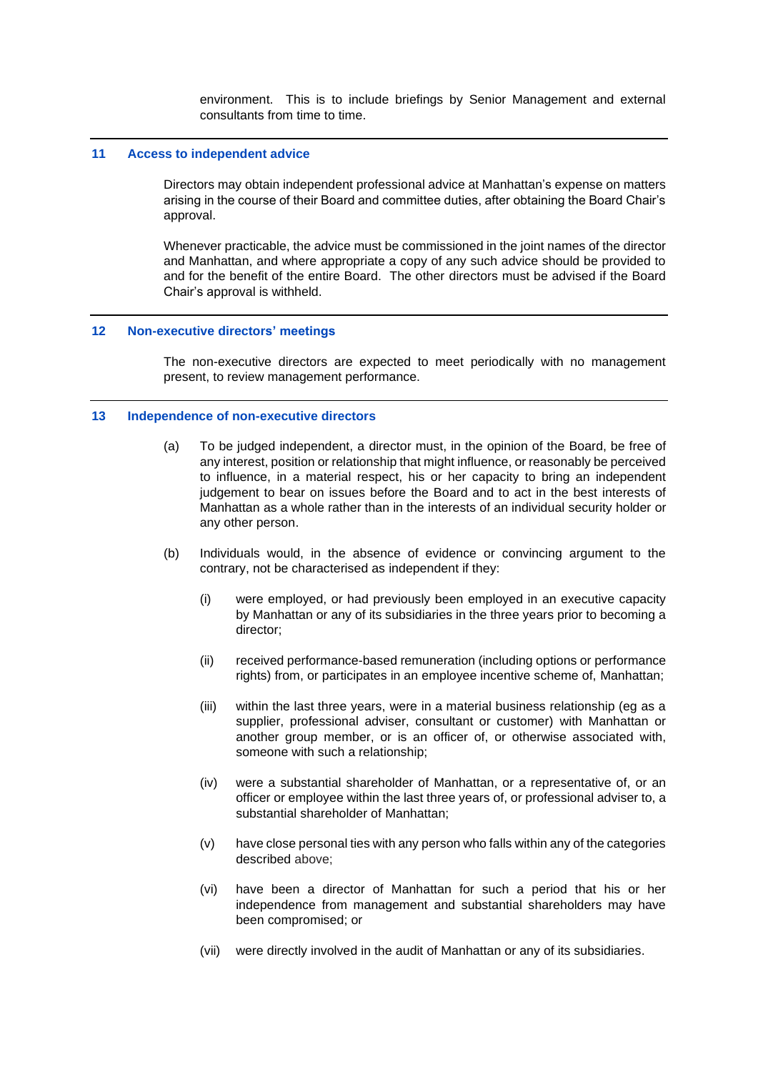environment. This is to include briefings by Senior Management and external consultants from time to time.

## 11 Access to independent advice

Directors may obtain independent professional advice at Manhattan's expense on matters arising in the course of their Board and committee duties, after obtaining the Board Chair's approval.

Whenever practicable, the advice must be commissioned in the joint names of the director and Manhattan, and where appropriate a copy of any such advice should be provided to and for the benefit of the entire Board. The other directors must be advised if the Board Chair's approval is withheld.

## 12 Non-executive directors' meetings

The non-executive directors are expected to meet periodically with no management present, to review management performance.

## 13 Independence of non-executive directors

(a) To be judged independent, a director must, in the opinion of the Board, be free of any interest, position or relationship that might influence, or reasonably be perceived to influence, in a material respect, his or her capacity to bring an independent judgement to bear on issues before the Board and to act in the best interests of Manhattan as a whole rather than in the interests of an individual security holder or any other person.

(b) Individuals would, in the absence of evidence or convincing argument to the contrary, not be characterised as independent if they:

   (i) were employed, or had previously been employed in an executive capacity by Manhattan or any of its subsidiaries in the three years prior to becoming a director;

   (ii) received performance-based remuneration (including options or performance rights) from, or participates in an employee incentive scheme of, Manhattan;

   (iii) within the last three years, were in a material business relationship (eg as a supplier, professional adviser, consultant or customer) with Manhattan or another group member, or is an officer of, or otherwise associated with, someone with such a relationship;

   (iv) were a substantial shareholder of Manhattan, or a representative of, or an officer or employee within the last three years of, or professional adviser to, a substantial shareholder of Manhattan;

   (v) have close personal ties with any person who falls within any of the categories described above;

   (vi) have been a director of Manhattan for such a period that his or her independence from management and substantial shareholders may have been compromised; or

   (vii) were directly involved in the audit of Manhattan or any of its subsidiaries.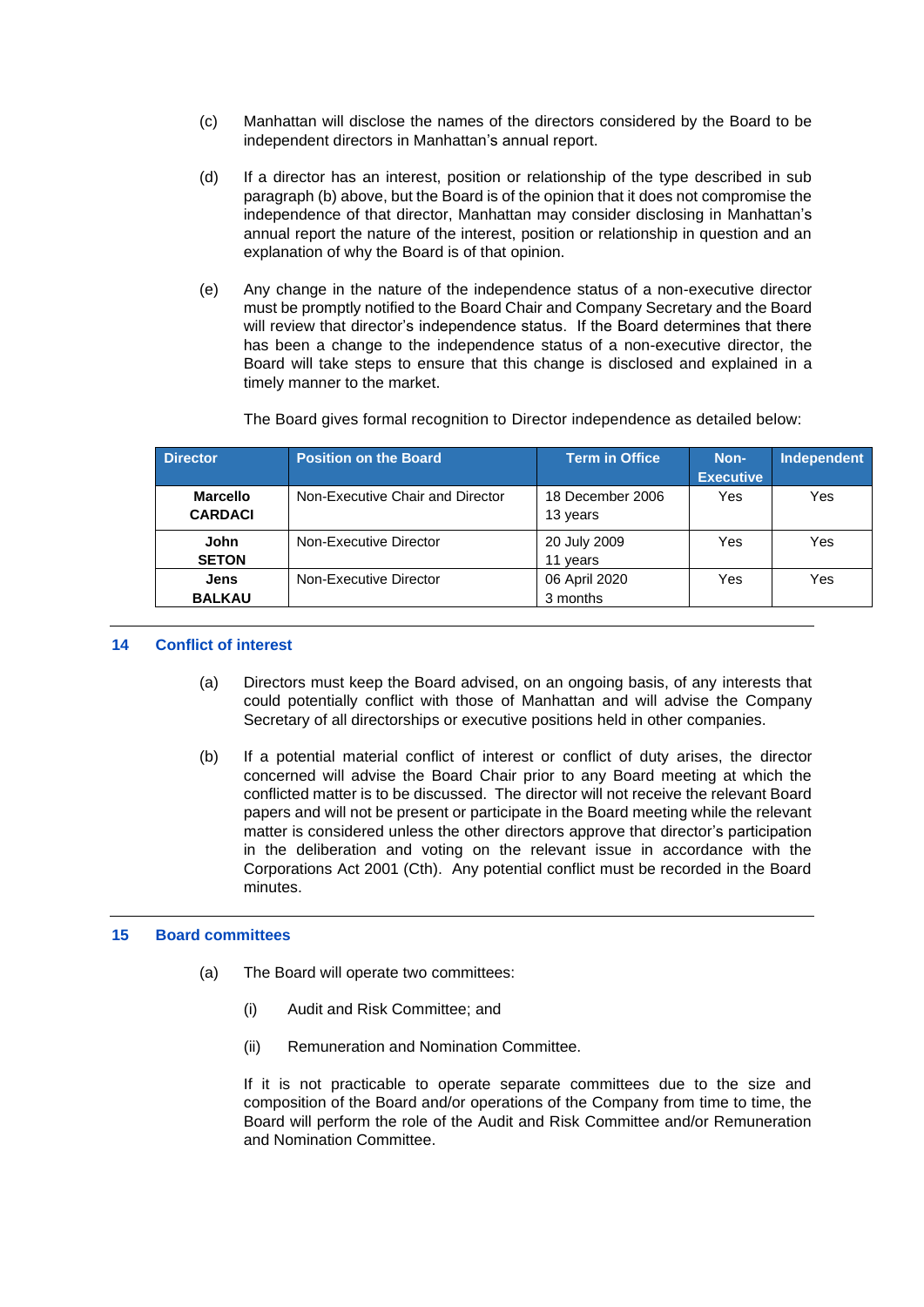(c) Manhattan will disclose the names of the directors considered by the Board to be independent directors in Manhattan's annual report.

(d) If a director has an interest, position or relationship of the type described in sub paragraph (b) above, but the Board is of the opinion that it does not compromise the independence of that director, Manhattan may consider disclosing in Manhattan's annual report the nature of the interest, position or relationship in question and an explanation of why the Board is of that opinion.

(e) Any change in the nature of the independence status of a non-executive director must be promptly notified to the Board Chair and Company Secretary and the Board will review that director's independence status. If the Board determines that there has been a change to the independence status of a non-executive director, the Board will take steps to ensure that this change is disclosed and explained in a timely manner to the market.

The Board gives formal recognition to Director independence as detailed below:

| Director | Position on the Board | Term in Office | Non-Executive | Independent |
|---|---|---|---|---|
| **Marcello CARDACI** | Non-Executive Chair and Director | 18 December 2006<br>13 years | Yes | Yes |
| **John SETON** | Non-Executive Director | 20 July 2009<br>11 years | Yes | Yes |
| **Jens BALKAU** | Non-Executive Director | 06 April 2020<br>3 months | Yes | Yes |

## 14 Conflict of interest

(a) Directors must keep the Board advised, on an ongoing basis, of any interests that could potentially conflict with those of Manhattan and will advise the Company Secretary of all directorships or executive positions held in other companies.

(b) If a potential material conflict of interest or conflict of duty arises, the director concerned will advise the Board Chair prior to any Board meeting at which the conflicted matter is to be discussed. The director will not receive the relevant Board papers and will not be present or participate in the Board meeting while the relevant matter is considered unless the other directors approve that director's participation in the deliberation and voting on the relevant issue in accordance with the Corporations Act 2001 (Cth). Any potential conflict must be recorded in the Board minutes.

## 15 Board committees

(a) The Board will operate two committees:

(i) Audit and Risk Committee; and

(ii) Remuneration and Nomination Committee.

If it is not practicable to operate separate committees due to the size and composition of the Board and/or operations of the Company from time to time, the Board will perform the role of the Audit and Risk Committee and/or Remuneration and Nomination Committee.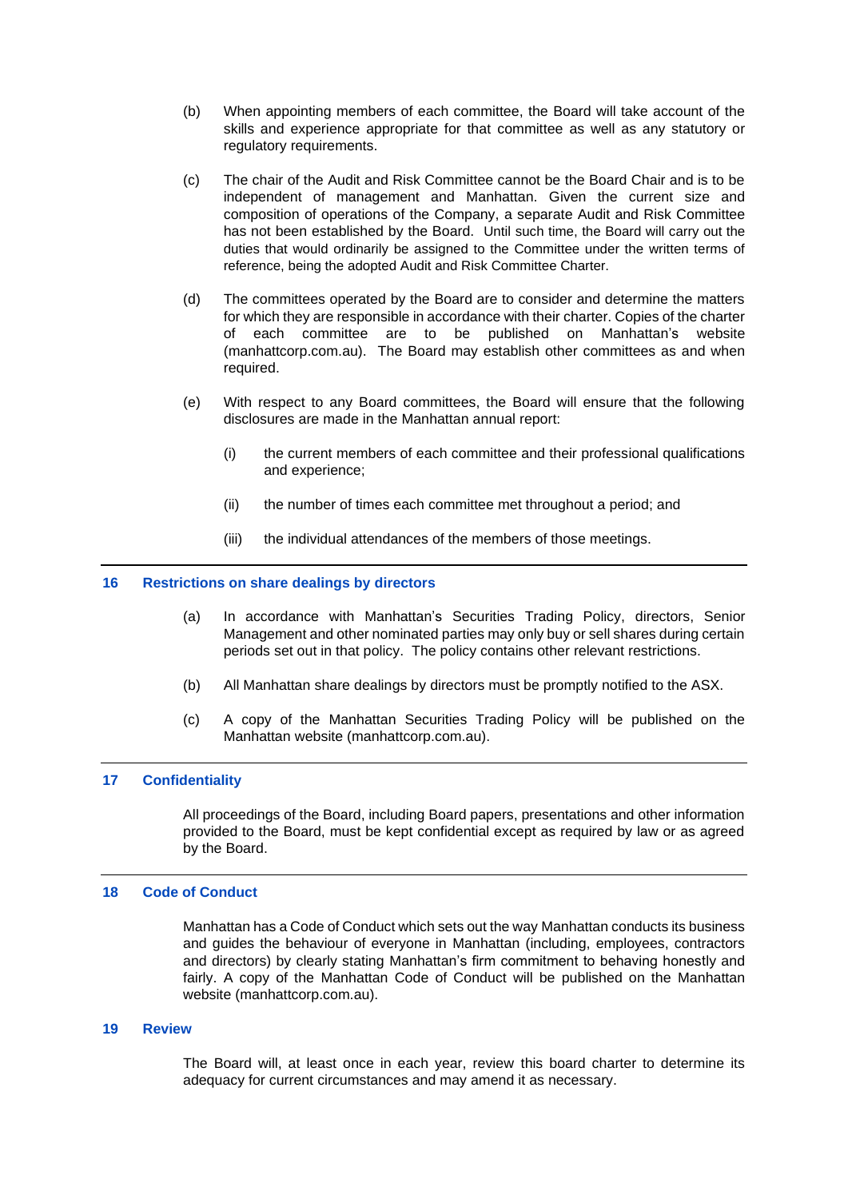(b) When appointing members of each committee, the Board will take account of the skills and experience appropriate for that committee as well as any statutory or regulatory requirements.

(c) The chair of the Audit and Risk Committee cannot be the Board Chair and is to be independent of management and Manhattan. Given the current size and composition of operations of the Company, a separate Audit and Risk Committee has not been established by the Board. Until such time, the Board will carry out the duties that would ordinarily be assigned to the Committee under the written terms of reference, being the adopted Audit and Risk Committee Charter.

(d) The committees operated by the Board are to consider and determine the matters for which they are responsible in accordance with their charter. Copies of the charter of each committee are to be published on Manhattan's website (manhattcorp.com.au). The Board may establish other committees as and when required.

(e) With respect to any Board committees, the Board will ensure that the following disclosures are made in the Manhattan annual report:

   (i) the current members of each committee and their professional qualifications and experience;

   (ii) the number of times each committee met throughout a period; and

   (iii) the individual attendances of the members of those meetings.

## 16 Restrictions on share dealings by directors

(a) In accordance with Manhattan's Securities Trading Policy, directors, Senior Management and other nominated parties may only buy or sell shares during certain periods set out in that policy. The policy contains other relevant restrictions.

(b) All Manhattan share dealings by directors must be promptly notified to the ASX.

(c) A copy of the Manhattan Securities Trading Policy will be published on the Manhattan website (manhattcorp.com.au).

## 17 Confidentiality

All proceedings of the Board, including Board papers, presentations and other information provided to the Board, must be kept confidential except as required by law or as agreed by the Board.

## 18 Code of Conduct

Manhattan has a Code of Conduct which sets out the way Manhattan conducts its business and guides the behaviour of everyone in Manhattan (including, employees, contractors and directors) by clearly stating Manhattan's firm commitment to behaving honestly and fairly. A copy of the Manhattan Code of Conduct will be published on the Manhattan website (manhattcorp.com.au).

## 19 Review

The Board will, at least once in each year, review this board charter to determine its adequacy for current circumstances and may amend it as necessary.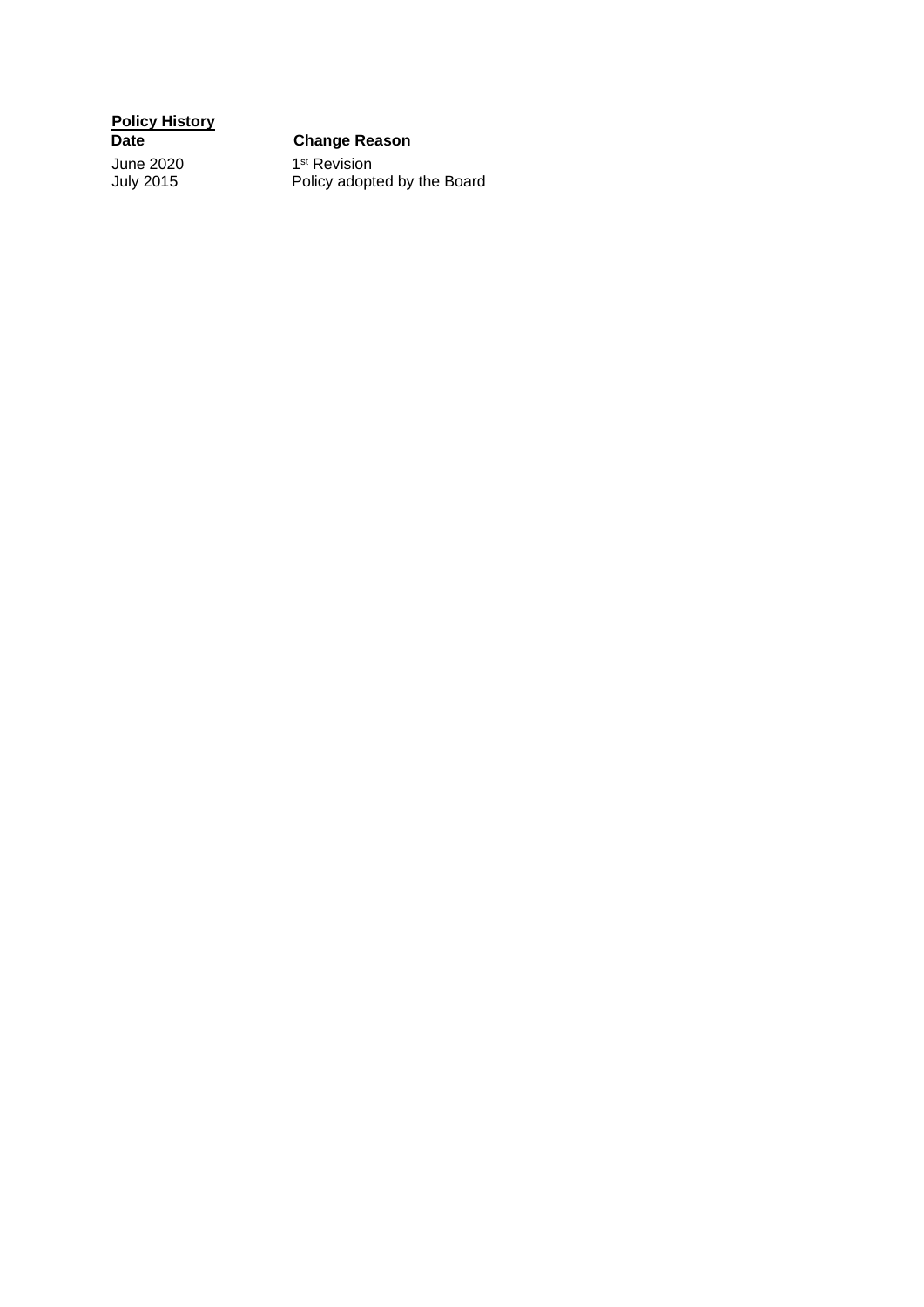**Policy History**

| Date | Change Reason |
| --- | --- |
| June 2020 | 1st Revision |
| July 2015 | Policy adopted by the Board |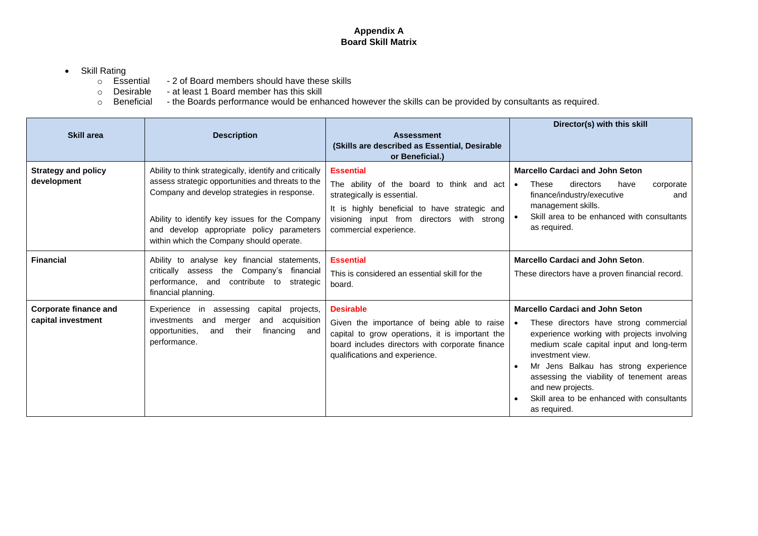**Appendix A**
**Board Skill Matrix**

- Skill Rating
  - Essential - 2 of Board members should have these skills
  - Desirable - at least 1 Board member has this skill
  - Beneficial - the Boards performance would be enhanced however the skills can be provided by consultants as required.

| Skill area | Description | Assessment (Skills are described as Essential, Desirable or Beneficial.) | Director(s) with this skill |
|---|---|---|---|
| **Strategy and policy development** | Ability to think strategically, identify and critically assess strategic opportunities and threats to the Company and develop strategies in response.<br><br>Ability to identify key issues for the Company and develop appropriate policy parameters within which the Company should operate. | **Essential**<br>The ability of the board to think and act strategically is essential.<br>It is highly beneficial to have strategic and visioning input from directors with strong commercial experience. | **Marcello Cardaci and John Seton**<br>• These directors have corporate finance/industry/executive and management skills.<br>• Skill area to be enhanced with consultants as required. |
| **Financial** | Ability to analyse key financial statements, critically assess the Company's financial performance, and contribute to strategic financial planning. | **Essential**<br>This is considered an essential skill for the board. | **Marcello Cardaci and John Seton**.<br>These directors have a proven financial record. |
| **Corporate finance and capital investment** | Experience in assessing capital projects, investments and merger and acquisition opportunities, and their financing and performance. | **Desirable**<br>Given the importance of being able to raise capital to grow operations, it is important the board includes directors with corporate finance qualifications and experience. | **Marcello Cardaci and John Seton**<br>• These directors have strong commercial experience working with projects involving medium scale capital input and long-term investment view.<br>• Mr Jens Balkau has strong experience assessing the viability of tenement areas and new projects.<br>• Skill area to be enhanced with consultants as required. |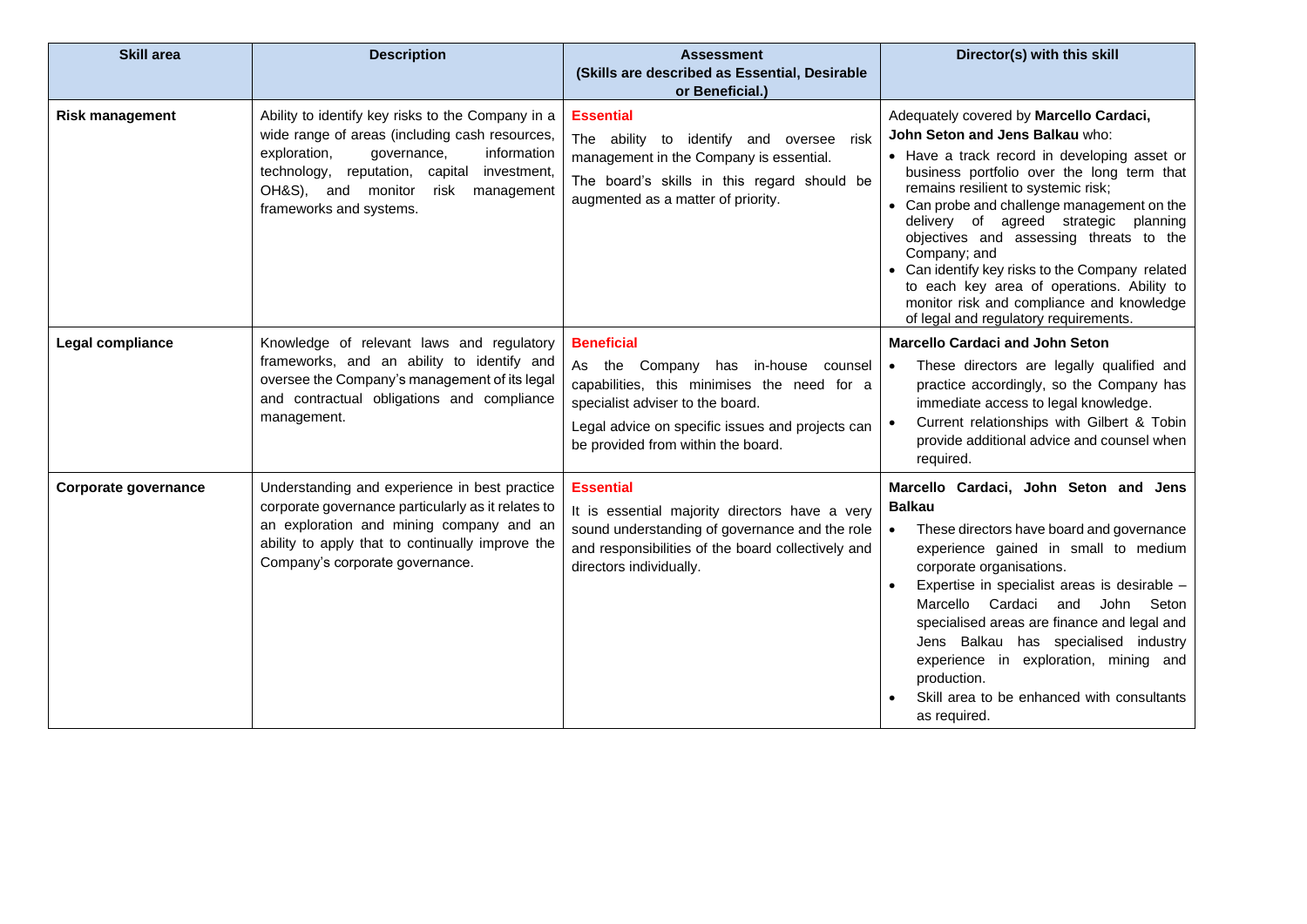| Skill area | Description | Assessment (Skills are described as Essential, Desirable or Beneficial.) | Director(s) with this skill |
|---|---|---|---|
| **Risk management** | Ability to identify key risks to the Company in a wide range of areas (including cash resources, exploration, governance, information technology, reputation, capital investment, OH&S), and monitor risk management frameworks and systems. | **Essential**<br>The ability to identify and oversee risk management in the Company is essential.<br>The board's skills in this regard should be augmented as a matter of priority. | Adequately covered by **Marcello Cardaci, John Seton and Jens Balkau** who:<br>• Have a track record in developing asset or business portfolio over the long term that remains resilient to systemic risk;<br>• Can probe and challenge management on the delivery of agreed strategic planning objectives and assessing threats to the Company; and<br>• Can identify key risks to the Company related to each key area of operations. Ability to monitor risk and compliance and knowledge of legal and regulatory requirements. |
| **Legal compliance** | Knowledge of relevant laws and regulatory frameworks, and an ability to identify and oversee the Company's management of its legal and contractual obligations and compliance management. | **Beneficial**<br>As the Company has in-house counsel capabilities, this minimises the need for a specialist adviser to the board.<br>Legal advice on specific issues and projects can be provided from within the board. | **Marcello Cardaci and John Seton**<br>• These directors are legally qualified and practice accordingly, so the Company has immediate access to legal knowledge.<br>• Current relationships with Gilbert & Tobin provide additional advice and counsel when required. |
| **Corporate governance** | Understanding and experience in best practice corporate governance particularly as it relates to an exploration and mining company and an ability to apply that to continually improve the Company's corporate governance. | **Essential**<br>It is essential majority directors have a very sound understanding of governance and the role and responsibilities of the board collectively and directors individually. | **Marcello Cardaci, John Seton and Jens Balkau**<br>• These directors have board and governance experience gained in small to medium corporate organisations.<br>• Expertise in specialist areas is desirable – Marcello Cardaci and John Seton specialised areas are finance and legal and Jens Balkau has specialised industry experience in exploration, mining and production.<br>• Skill area to be enhanced with consultants as required. |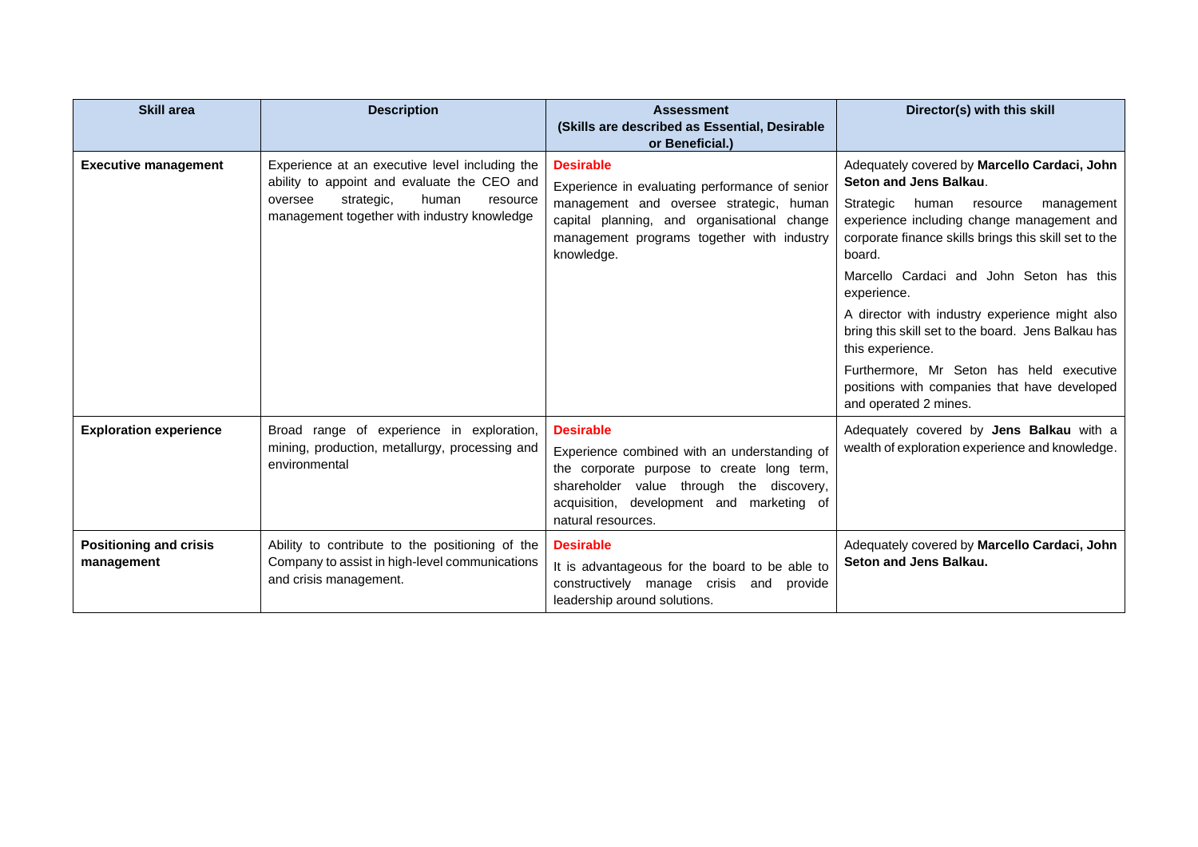| Skill area | Description | Assessment<br>(Skills are described as Essential, Desirable or Beneficial.) | Director(s) with this skill |
|---|---|---|---|
| **Executive management** | Experience at an executive level including the ability to appoint and evaluate the CEO and oversee strategic, human resource management together with industry knowledge | **Desirable**<br>Experience in evaluating performance of senior management and oversee strategic, human capital planning, and organisational change management programs together with industry knowledge. | Adequately covered by **Marcello Cardaci, John Seton and Jens Balkau**.<br>Strategic human resource management experience including change management and corporate finance skills brings this skill set to the board.<br>Marcello Cardaci and John Seton has this experience.<br>A director with industry experience might also bring this skill set to the board. Jens Balkau has this experience.<br>Furthermore, Mr Seton has held executive positions with companies that have developed and operated 2 mines. |
| **Exploration experience** | Broad range of experience in exploration, mining, production, metallurgy, processing and environmental | **Desirable**<br>Experience combined with an understanding of the corporate purpose to create long term, shareholder value through the discovery, acquisition, development and marketing of natural resources. | Adequately covered by **Jens Balkau** with a wealth of exploration experience and knowledge. |
| **Positioning and crisis management** | Ability to contribute to the positioning of the Company to assist in high-level communications and crisis management. | **Desirable**<br>It is advantageous for the board to be able to constructively manage crisis and provide leadership around solutions. | Adequately covered by **Marcello Cardaci, John Seton and Jens Balkau.** |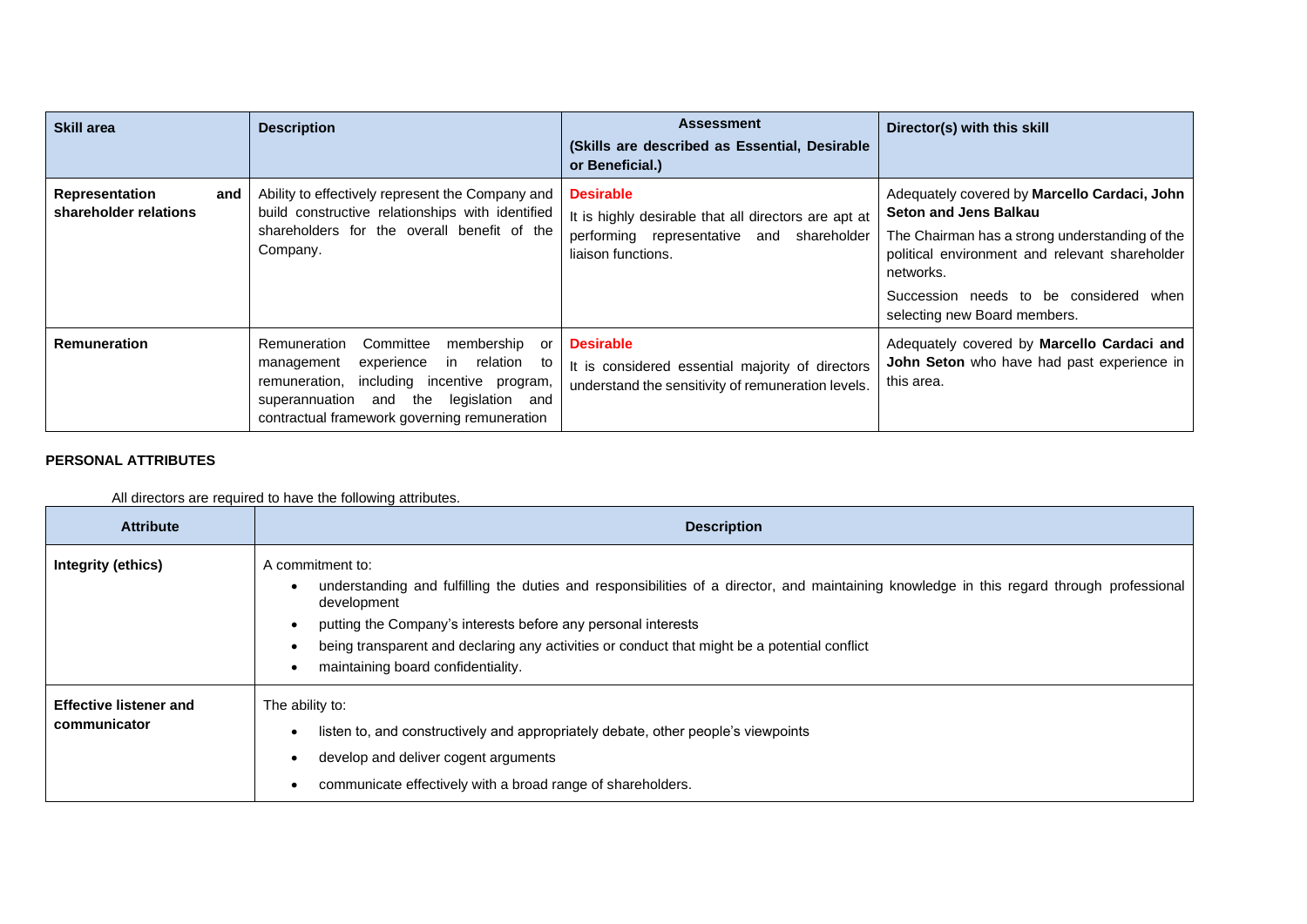| Skill area | Description | Assessment<br>(Skills are described as Essential, Desirable or Beneficial.) | Director(s) with this skill |
| --- | --- | --- | --- |
| **Representation and shareholder relations** | Ability to effectively represent the Company and build constructive relationships with identified shareholders for the overall benefit of the Company. | **Desirable**<br>It is highly desirable that all directors are apt at performing representative and shareholder liaison functions. | Adequately covered by **Marcello Cardaci, John Seton and Jens Balkau**<br>The Chairman has a strong understanding of the political environment and relevant shareholder networks.<br>Succession needs to be considered when selecting new Board members. |
| **Remuneration** | Remuneration Committee membership or management experience in relation to remuneration, including incentive program, superannuation and the legislation and contractual framework governing remuneration | **Desirable**<br>It is considered essential majority of directors understand the sensitivity of remuneration levels. | Adequately covered by **Marcello Cardaci and John Seton** who have had past experience in this area. |

**PERSONAL ATTRIBUTES**

All directors are required to have the following attributes.

| Attribute | Description |
| --- | --- |
| **Integrity (ethics)** | A commitment to:<br>• understanding and fulfilling the duties and responsibilities of a director, and maintaining knowledge in this regard through professional development<br>• putting the Company's interests before any personal interests<br>• being transparent and declaring any activities or conduct that might be a potential conflict<br>• maintaining board confidentiality. |
| **Effective listener and communicator** | The ability to:<br>• listen to, and constructively and appropriately debate, other people's viewpoints<br>• develop and deliver cogent arguments<br>• communicate effectively with a broad range of shareholders. |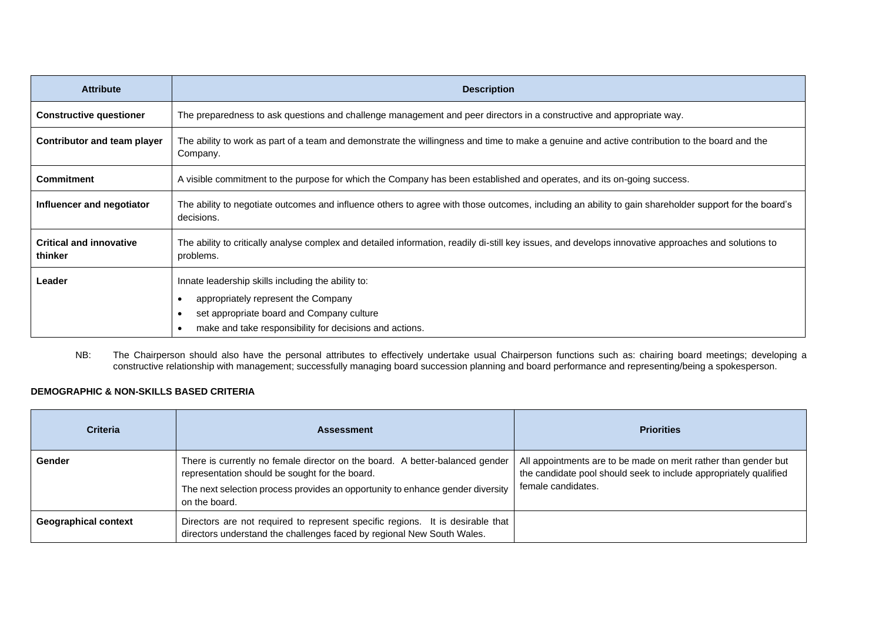| Attribute | Description |
|---|---|
| **Constructive questioner** | The preparedness to ask questions and challenge management and peer directors in a constructive and appropriate way. |
| **Contributor and team player** | The ability to work as part of a team and demonstrate the willingness and time to make a genuine and active contribution to the board and the Company. |
| **Commitment** | A visible commitment to the purpose for which the Company has been established and operates, and its on-going success. |
| **Influencer and negotiator** | The ability to negotiate outcomes and influence others to agree with those outcomes, including an ability to gain shareholder support for the board's decisions. |
| **Critical and innovative thinker** | The ability to critically analyse complex and detailed information, readily di-still key issues, and develops innovative approaches and solutions to problems. |
| **Leader** | Innate leadership skills including the ability to: <br>• appropriately represent the Company <br>• set appropriate board and Company culture <br>• make and take responsibility for decisions and actions. |

NB: The Chairperson should also have the personal attributes to effectively undertake usual Chairperson functions such as: chairing board meetings; developing a constructive relationship with management; successfully managing board succession planning and board performance and representing/being a spokesperson.

**DEMOGRAPHIC & NON-SKILLS BASED CRITERIA**

| Criteria | Assessment | Priorities |
|---|---|---|
| **Gender** | There is currently no female director on the board. A better-balanced gender representation should be sought for the board. <br>The next selection process provides an opportunity to enhance gender diversity on the board. | All appointments are to be made on merit rather than gender but the candidate pool should seek to include appropriately qualified female candidates. |
| **Geographical context** | Directors are not required to represent specific regions. It is desirable that directors understand the challenges faced by regional New South Wales. | |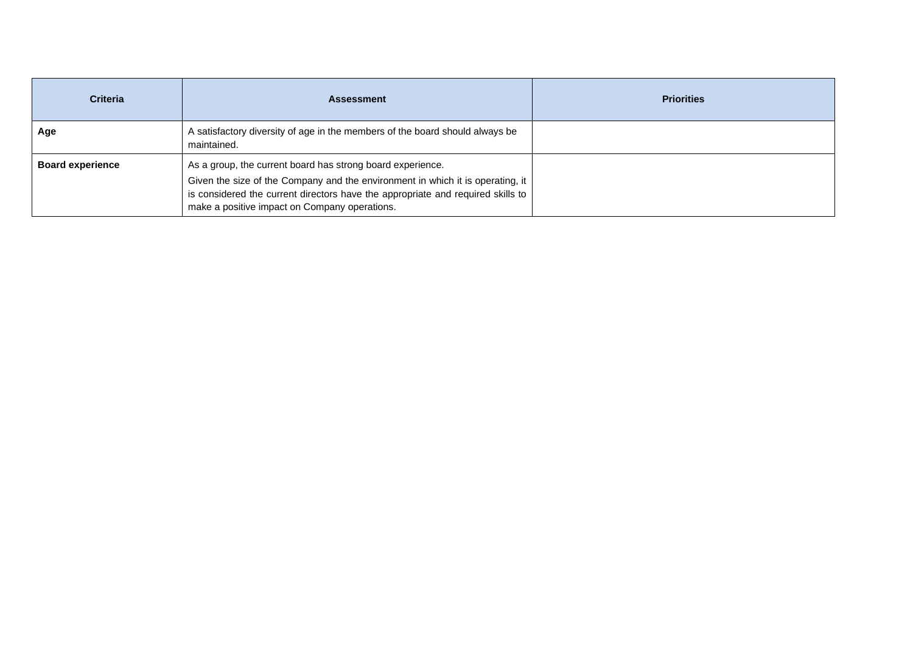| Criteria | Assessment | Priorities |
|---|---|---|
| **Age** | A satisfactory diversity of age in the members of the board should always be maintained. | |
| **Board experience** | As a group, the current board has strong board experience.<br>Given the size of the Company and the environment in which it is operating, it is considered the current directors have the appropriate and required skills to make a positive impact on Company operations. | |